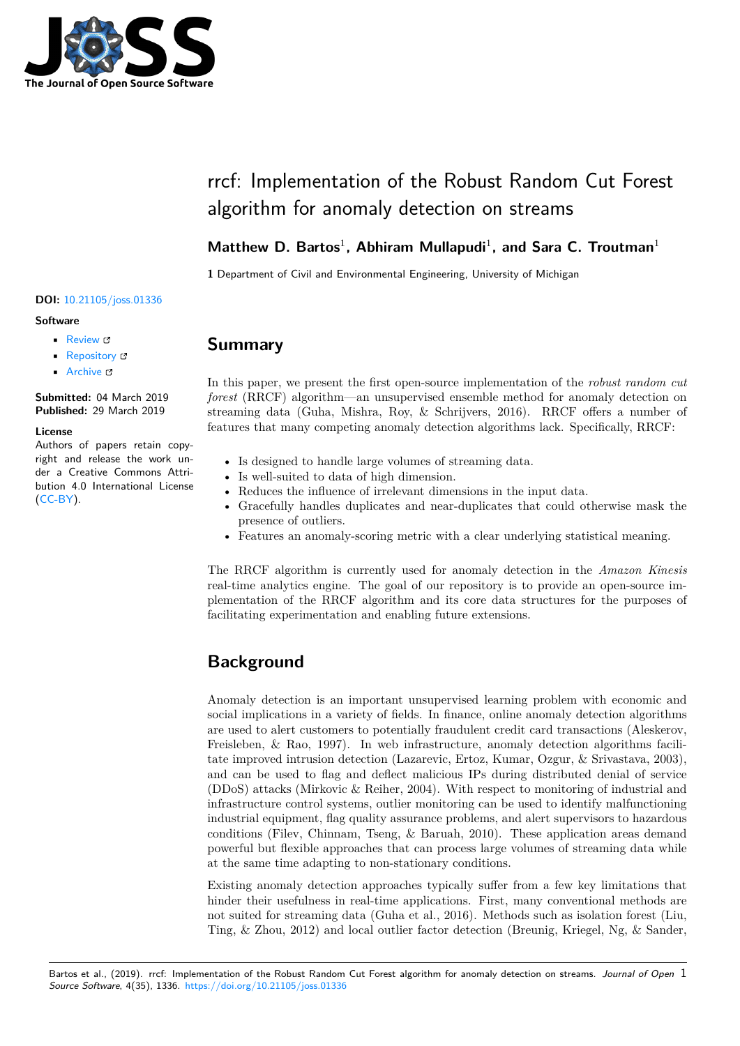# rrcf: Implementation of the Robust Random Cut Forest algorithm for anomaly detection on streams

**Matthew D. Bartos**[1], **Abhiram Mullapudi**[1], **and Sara C. Troutman**[1]

**1** Department of Civil and Environmental Engineering, University of Michigan

**DOI:** 10.21105/joss.01336

**Software**

- Review
- Repository
- Archive

**Submitted:** 04 March 2019
**Published:** 29 March 2019

**License**
Authors of papers retain copyright and release the work under a Creative Commons Attribution 4.0 International License (CC-BY).

## Summary

In this paper, we present the first open-source implementation of the *robust random cut forest* (RRCF) algorithm—an unsupervised ensemble method for anomaly detection on streaming data (Guha, Mishra, Roy, & Schrijvers, 2016). RRCF offers a number of features that many competing anomaly detection algorithms lack. Specifically, RRCF:

- Is designed to handle large volumes of streaming data.
- Is well-suited to data of high dimension.
- Reduces the influence of irrelevant dimensions in the input data.
- Gracefully handles duplicates and near-duplicates that could otherwise mask the presence of outliers.
- Features an anomaly-scoring metric with a clear underlying statistical meaning.

The RRCF algorithm is currently used for anomaly detection in the *Amazon Kinesis* real-time analytics engine. The goal of our repository is to provide an open-source implementation of the RRCF algorithm and its core data structures for the purposes of facilitating experimentation and enabling future extensions.

## Background

Anomaly detection is an important unsupervised learning problem with economic and social implications in a variety of fields. In finance, online anomaly detection algorithms are used to alert customers to potentially fraudulent credit card transactions (Aleskerov, Freisleben, & Rao, 1997). In web infrastructure, anomaly detection algorithms facilitate improved intrusion detection (Lazarevic, Ertoz, Kumar, Ozgur, & Srivastava, 2003), and can be used to flag and deflect malicious IPs during distributed denial of service (DDoS) attacks (Mirkovic & Reiher, 2004). With respect to monitoring of industrial and infrastructure control systems, outlier monitoring can be used to identify malfunctioning industrial equipment, flag quality assurance problems, and alert supervisors to hazardous conditions (Filev, Chinnam, Tseng, & Baruah, 2010). These application areas demand powerful but flexible approaches that can process large volumes of streaming data while at the same time adapting to non-stationary conditions.

Existing anomaly detection approaches typically suffer from a few key limitations that hinder their usefulness in real-time applications. First, many conventional methods are not suited for streaming data (Guha et al., 2016). Methods such as isolation forest (Liu, Ting, & Zhou, 2012) and local outlier factor detection (Breunig, Kriegel, Ng, & Sander,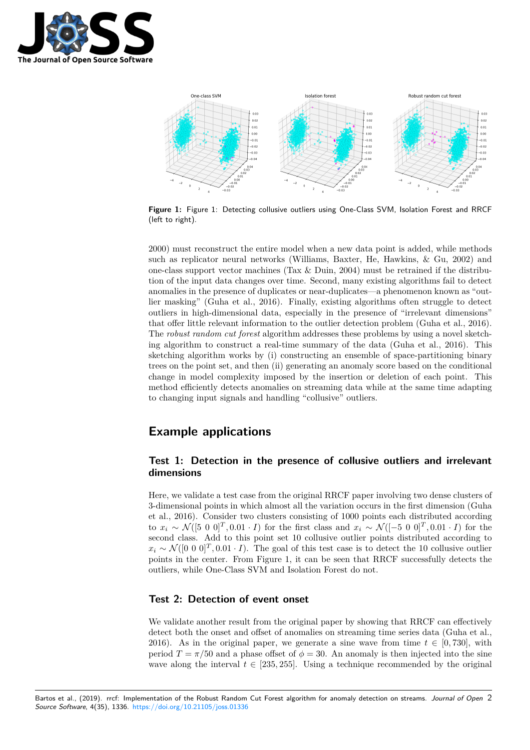**Figure 1:** Figure 1: Detecting collusive outliers using One-Class SVM, Isolation Forest and RRCF (left to right).

2000) must reconstruct the entire model when a new data point is added, while methods such as replicator neural networks (Williams, Baxter, He, Hawkins, & Gu, 2002) and one-class support vector machines (Tax & Duin, 2004) must be retrained if the distribution of the input data changes over time. Second, many existing algorithms fail to detect anomalies in the presence of duplicates or near-duplicates—a phenomenon known as "outlier masking" (Guha et al., 2016). Finally, existing algorithms often struggle to detect outliers in high-dimensional data, especially in the presence of "irrelevant dimensions" that offer little relevant information to the outlier detection problem (Guha et al., 2016). The *robust random cut forest* algorithm addresses these problems by using a novel sketching algorithm to construct a real-time summary of the data (Guha et al., 2016). This sketching algorithm works by (i) constructing an ensemble of space-partitioning binary trees on the point set, and then (ii) generating an anomaly score based on the conditional change in model complexity imposed by the insertion or deletion of each point. This method efficiently detects anomalies on streaming data while at the same time adapting to changing input signals and handling "collusive" outliers.

## Example applications

### Test 1: Detection in the presence of collusive outliers and irrelevant dimensions

Here, we validate a test case from the original RRCF paper involving two dense clusters of 3-dimensional points in which almost all the variation occurs in the first dimension (Guha et al., 2016). Consider two clusters consisting of 1000 points each distributed according to $x_i \sim \mathcal{N}([5\ 0\ 0]^T, 0.01 \cdot I)$ for the first class and $x_i \sim \mathcal{N}([-5\ 0\ 0]^T, 0.01 \cdot I)$ for the second class. Add to this point set 10 collusive outlier points distributed according to $x_i \sim \mathcal{N}([0\ 0\ 0]^T, 0.01 \cdot I)$. The goal of this test case is to detect the 10 collusive outlier points in the center. From Figure 1, it can be seen that RRCF successfully detects the outliers, while One-Class SVM and Isolation Forest do not.

### Test 2: Detection of event onset

We validate another result from the original paper by showing that RRCF can effectively detect both the onset and offset of anomalies on streaming time series data (Guha et al., 2016). As in the original paper, we generate a sine wave from time $t \in [0, 730]$, with period $T = \pi/50$ and a phase offset of $\phi = 30$. An anomaly is then injected into the sine wave along the interval $t \in [235, 255]$. Using a technique recommended by the original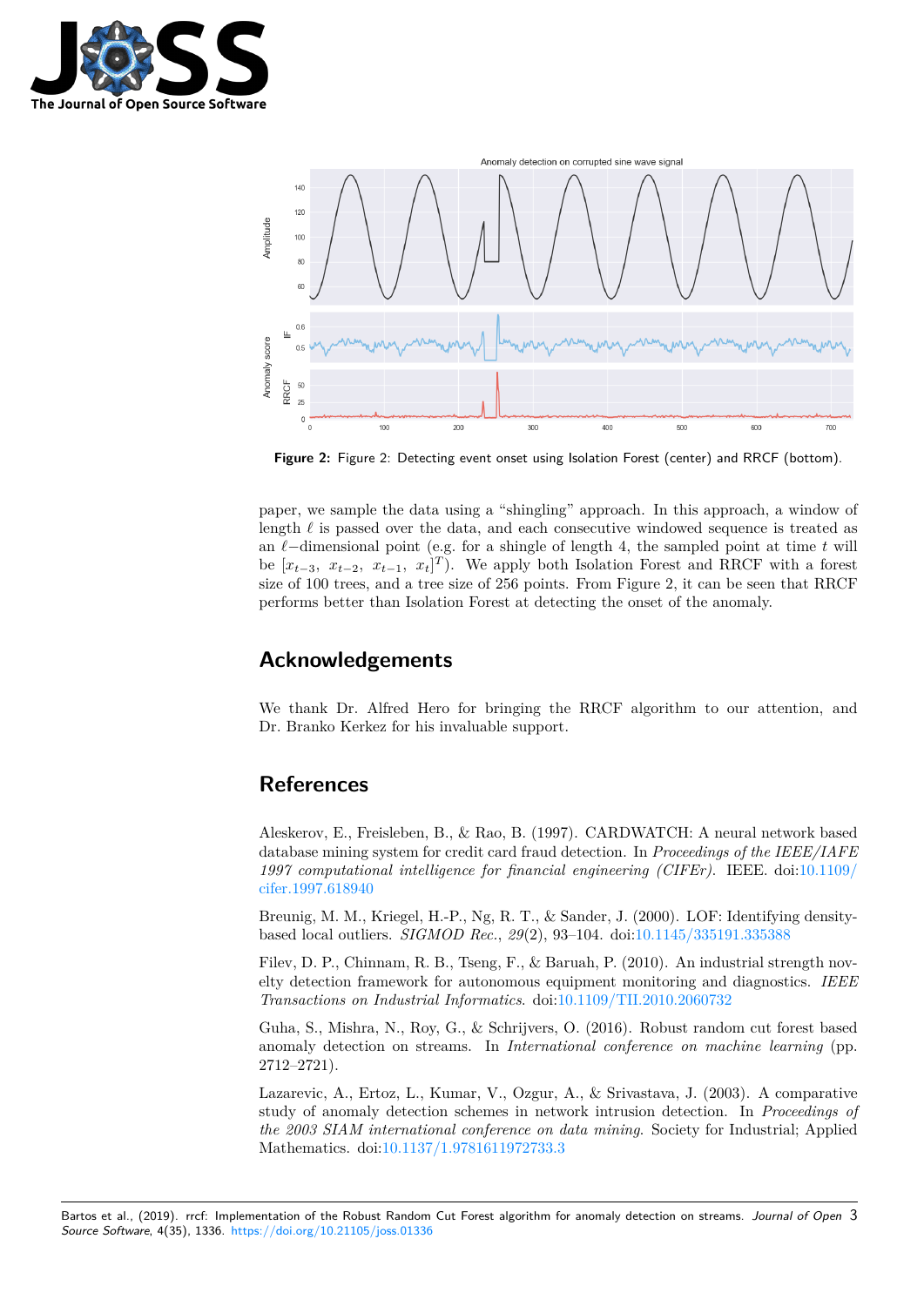**Figure 2:** Figure 2: Detecting event onset using Isolation Forest (center) and RRCF (bottom).

paper, we sample the data using a "shingling" approach. In this approach, a window of length $\ell$ is passed over the data, and each consecutive windowed sequence is treated as an $\ell-$dimensional point (e.g. for a shingle of length 4, the sampled point at time $t$ will be $[x_{t-3},\ x_{t-2},\ x_{t-1},\ x_t]^T$). We apply both Isolation Forest and RRCF with a forest size of 100 trees, and a tree size of 256 points. From Figure 2, it can be seen that RRCF performs better than Isolation Forest at detecting the onset of the anomaly.

## Acknowledgements

We thank Dr. Alfred Hero for bringing the RRCF algorithm to our attention, and Dr. Branko Kerkez for his invaluable support.

## References

Aleskerov, E., Freisleben, B., & Rao, B. (1997). CARDWATCH: A neural network based database mining system for credit card fraud detection. In *Proceedings of the IEEE/IAFE 1997 computational intelligence for financial engineering (CIFEr)*. IEEE. doi:10.1109/cifer.1997.618940

Breunig, M. M., Kriegel, H.-P., Ng, R. T., & Sander, J. (2000). LOF: Identifying density-based local outliers. *SIGMOD Rec.*, *29*(2), 93–104. doi:10.1145/335191.335388

Filev, D. P., Chinnam, R. B., Tseng, F., & Baruah, P. (2010). An industrial strength novelty detection framework for autonomous equipment monitoring and diagnostics. *IEEE Transactions on Industrial Informatics*. doi:10.1109/TII.2010.2060732

Guha, S., Mishra, N., Roy, G., & Schrijvers, O. (2016). Robust random cut forest based anomaly detection on streams. In *International conference on machine learning* (pp. 2712–2721).

Lazarevic, A., Ertoz, L., Kumar, V., Ozgur, A., & Srivastava, J. (2003). A comparative study of anomaly detection schemes in network intrusion detection. In *Proceedings of the 2003 SIAM international conference on data mining*. Society for Industrial; Applied Mathematics. doi:10.1137/1.9781611972733.3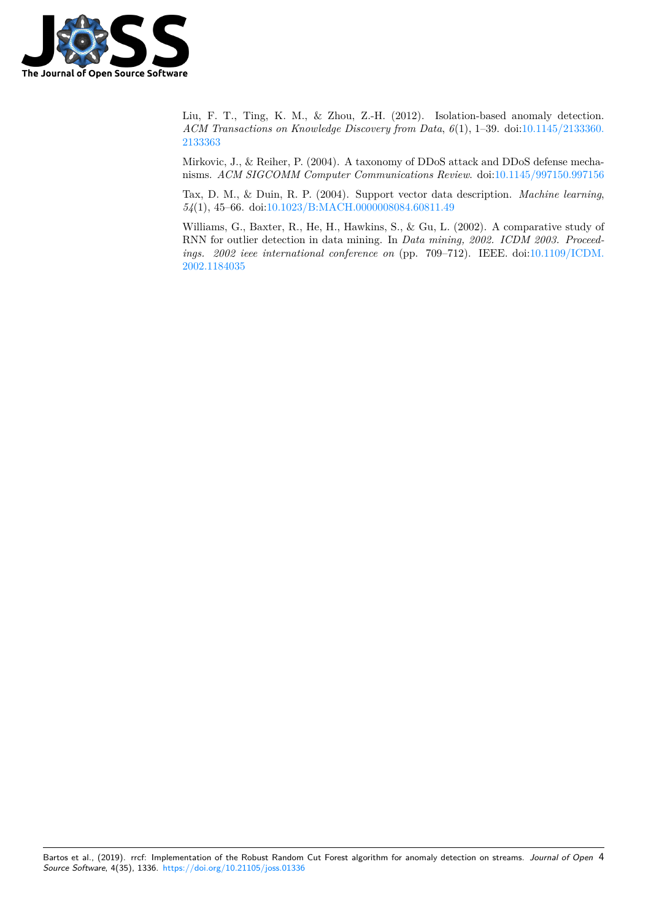Liu, F. T., Ting, K. M., & Zhou, Z.-H. (2012). Isolation-based anomaly detection. *ACM Transactions on Knowledge Discovery from Data*, *6*(1), 1–39. doi:10.1145/2133360.2133363

Mirkovic, J., & Reiher, P. (2004). A taxonomy of DDoS attack and DDoS defense mechanisms. *ACM SIGCOMM Computer Communications Review*. doi:10.1145/997150.997156

Tax, D. M., & Duin, R. P. (2004). Support vector data description. *Machine learning*, *54*(1), 45–66. doi:10.1023/B:MACH.0000008084.60811.49

Williams, G., Baxter, R., He, H., Hawkins, S., & Gu, L. (2002). A comparative study of RNN for outlier detection in data mining. In *Data mining, 2002. ICDM 2003. Proceedings. 2002 ieee international conference on* (pp. 709–712). IEEE. doi:10.1109/ICDM.2002.1184035